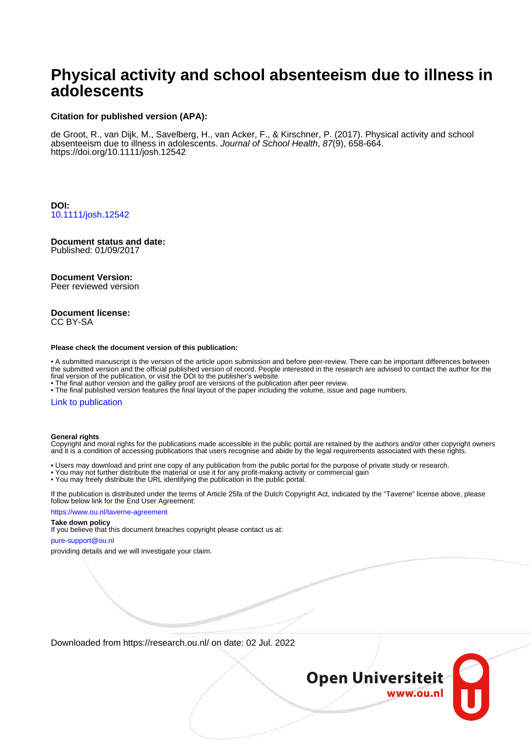# Physical activity and school absenteeism due to illness in adolescents

**Citation for published version (APA):**

de Groot, R., van Dijk, M., Savelberg, H., van Acker, F., & Kirschner, P. (2017). Physical activity and school absenteeism due to illness in adolescents. *Journal of School Health*, *87*(9), 658-664. https://doi.org/10.1111/josh.12542

**DOI:**
10.1111/josh.12542

**Document status and date:**
Published: 01/09/2017

**Document Version:**
Peer reviewed version

**Document license:**
CC BY-SA

**Please check the document version of this publication:**

- A submitted manuscript is the version of the article upon submission and before peer-review. There can be important differences between the submitted version and the official published version of record. People interested in the research are advised to contact the author for the final version of the publication, or visit the DOI to the publisher's website.
- The final author version and the galley proof are versions of the publication after peer review.
- The final published version features the final layout of the paper including the volume, issue and page numbers.

Link to publication

**General rights**
Copyright and moral rights for the publications made accessible in the public portal are retained by the authors and/or other copyright owners and it is a condition of accessing publications that users recognise and abide by the legal requirements associated with these rights.

- Users may download and print one copy of any publication from the public portal for the purpose of private study or research.
- You may not further distribute the material or use it for any profit-making activity or commercial gain
- You may freely distribute the URL identifying the publication in the public portal.

If the publication is distributed under the terms of Article 25fa of the Dutch Copyright Act, indicated by the "Taverne" license above, please follow below link for the End User Agreement:

https://www.ou.nl/taverne-agreement

**Take down policy**
If you believe that this document breaches copyright please contact us at:

pure-support@ou.nl

providing details and we will investigate your claim.

Downloaded from https://research.ou.nl/ on date: 02 Jul. 2022

Open Universiteit
www.ou.nl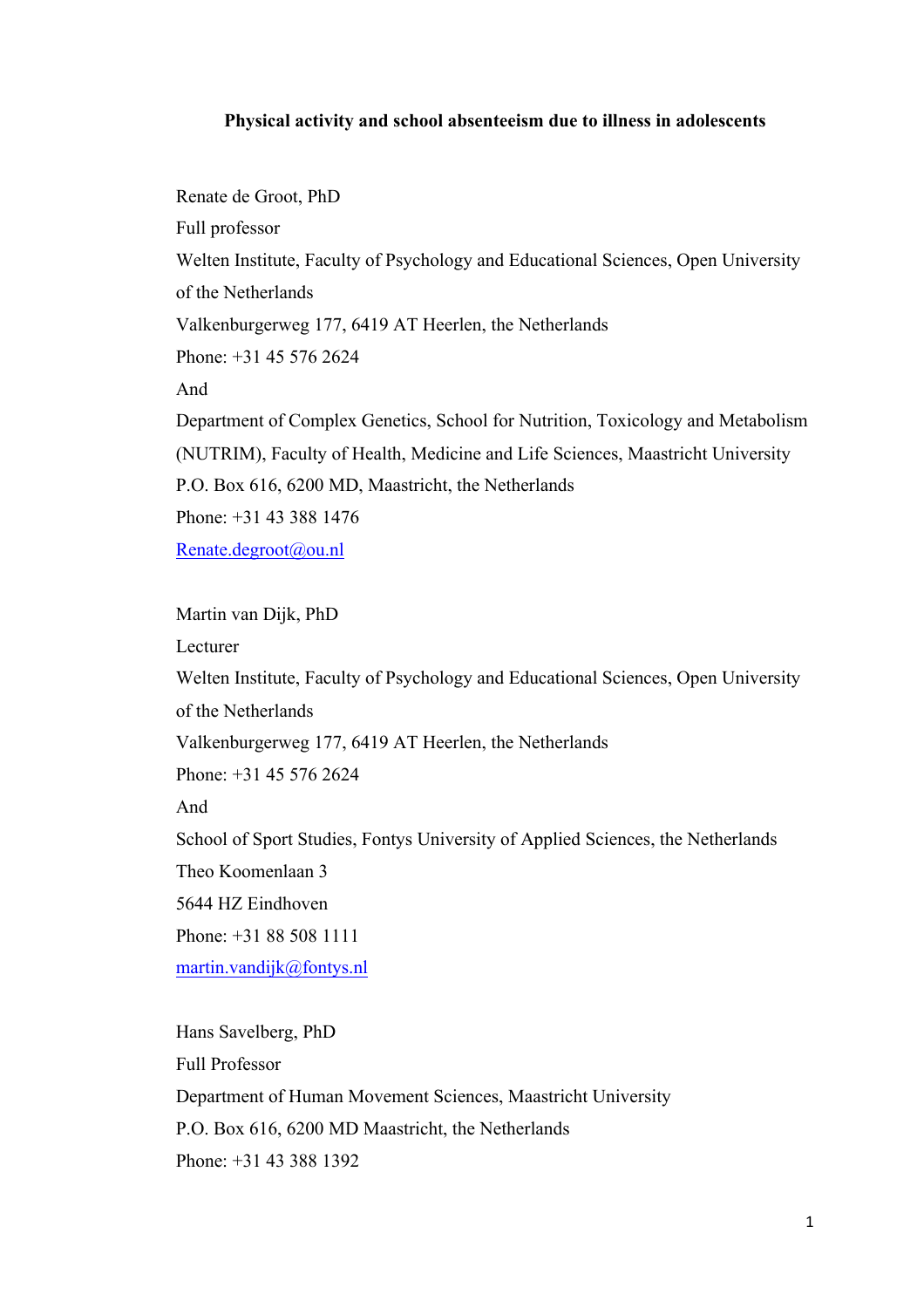**Physical activity and school absenteeism due to illness in adolescents**

Renate de Groot, PhD

Full professor

Welten Institute, Faculty of Psychology and Educational Sciences, Open University of the Netherlands

Valkenburgerweg 177, 6419 AT Heerlen, the Netherlands

Phone: +31 45 576 2624

And

Department of Complex Genetics, School for Nutrition, Toxicology and Metabolism (NUTRIM), Faculty of Health, Medicine and Life Sciences, Maastricht University

P.O. Box 616, 6200 MD, Maastricht, the Netherlands

Phone: +31 43 388 1476

Renate.degroot@ou.nl

Martin van Dijk, PhD

Lecturer

Welten Institute, Faculty of Psychology and Educational Sciences, Open University of the Netherlands

Valkenburgerweg 177, 6419 AT Heerlen, the Netherlands

Phone: +31 45 576 2624

And

School of Sport Studies, Fontys University of Applied Sciences, the Netherlands

Theo Koomenlaan 3

5644 HZ Eindhoven

Phone: +31 88 508 1111

martin.vandijk@fontys.nl

Hans Savelberg, PhD

Full Professor

Department of Human Movement Sciences, Maastricht University

P.O. Box 616, 6200 MD Maastricht, the Netherlands

Phone: +31 43 388 1392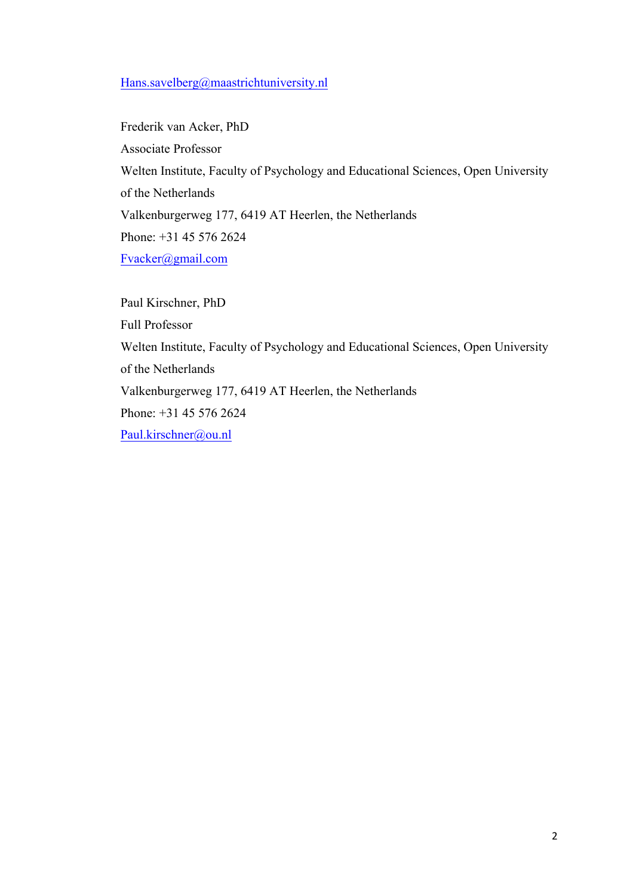Hans.savelberg@maastrichtuniversity.nl

Frederik van Acker, PhD

Associate Professor

Welten Institute, Faculty of Psychology and Educational Sciences, Open University of the Netherlands

Valkenburgerweg 177, 6419 AT Heerlen, the Netherlands

Phone: +31 45 576 2624

Fvacker@gmail.com

Paul Kirschner, PhD

Full Professor

Welten Institute, Faculty of Psychology and Educational Sciences, Open University of the Netherlands

Valkenburgerweg 177, 6419 AT Heerlen, the Netherlands

Phone: +31 45 576 2624

Paul.kirschner@ou.nl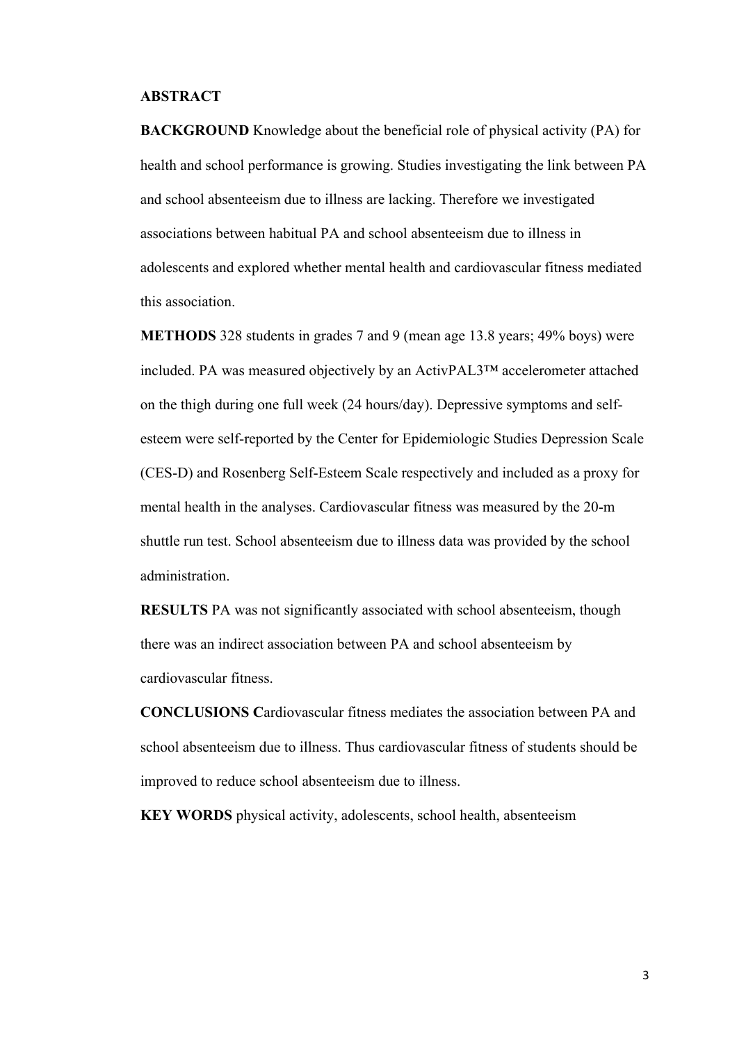## ABSTRACT

**BACKGROUND** Knowledge about the beneficial role of physical activity (PA) for health and school performance is growing. Studies investigating the link between PA and school absenteeism due to illness are lacking. Therefore we investigated associations between habitual PA and school absenteeism due to illness in adolescents and explored whether mental health and cardiovascular fitness mediated this association.

**METHODS** 328 students in grades 7 and 9 (mean age 13.8 years; 49% boys) were included. PA was measured objectively by an ActivPAL3™ accelerometer attached on the thigh during one full week (24 hours/day). Depressive symptoms and self-esteem were self-reported by the Center for Epidemiologic Studies Depression Scale (CES-D) and Rosenberg Self-Esteem Scale respectively and included as a proxy for mental health in the analyses. Cardiovascular fitness was measured by the 20-m shuttle run test. School absenteeism due to illness data was provided by the school administration.

**RESULTS** PA was not significantly associated with school absenteeism, though there was an indirect association between PA and school absenteeism by cardiovascular fitness.

**CONCLUSIONS** Cardiovascular fitness mediates the association between PA and school absenteeism due to illness. Thus cardiovascular fitness of students should be improved to reduce school absenteeism due to illness.

**KEY WORDS** physical activity, adolescents, school health, absenteeism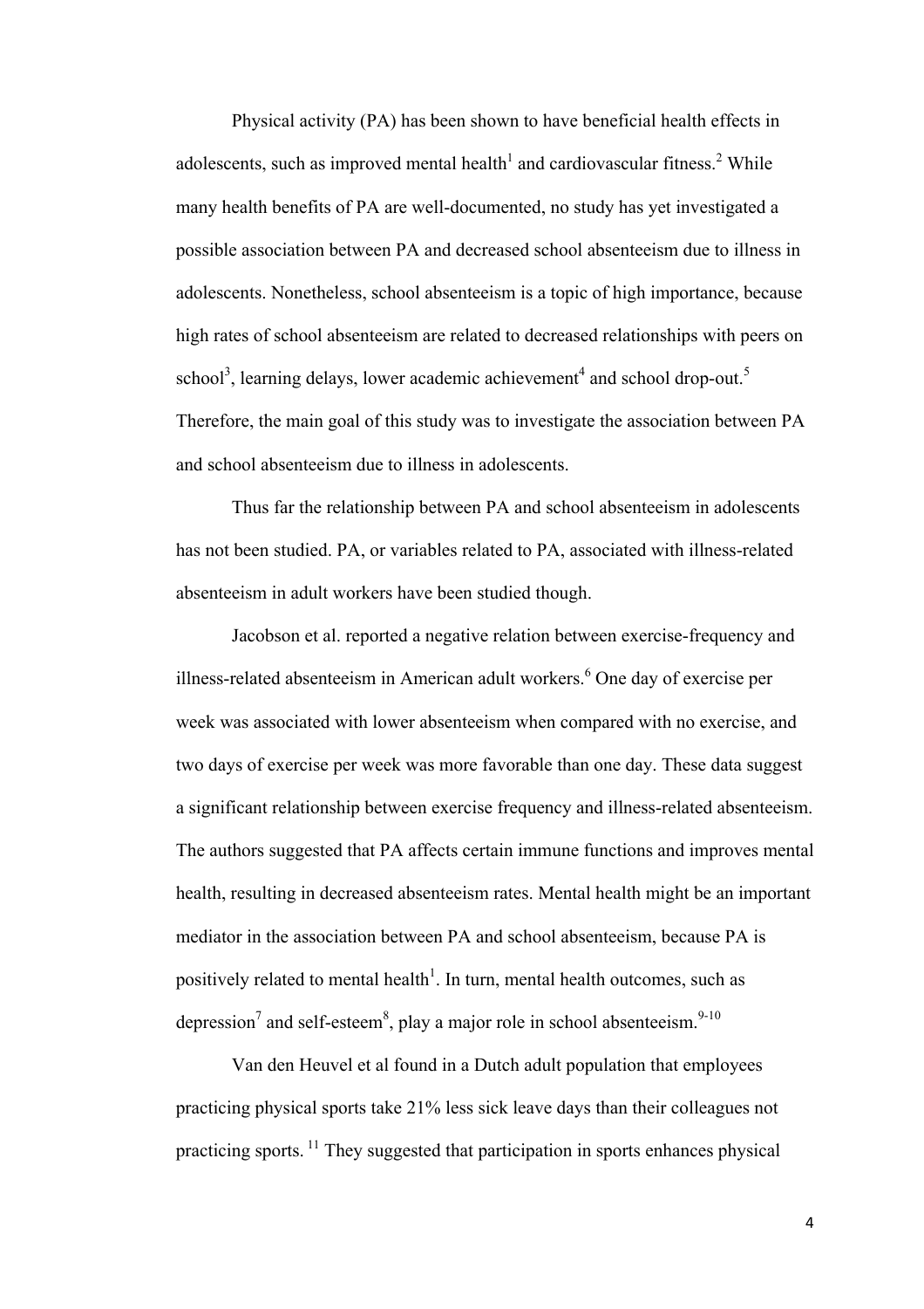Physical activity (PA) has been shown to have beneficial health effects in adolescents, such as improved mental health[1] and cardiovascular fitness.[2] While many health benefits of PA are well-documented, no study has yet investigated a possible association between PA and decreased school absenteeism due to illness in adolescents. Nonetheless, school absenteeism is a topic of high importance, because high rates of school absenteeism are related to decreased relationships with peers on school[3], learning delays, lower academic achievement[4] and school drop-out.[5] Therefore, the main goal of this study was to investigate the association between PA and school absenteeism due to illness in adolescents.

Thus far the relationship between PA and school absenteeism in adolescents has not been studied. PA, or variables related to PA, associated with illness-related absenteeism in adult workers have been studied though.

Jacobson et al. reported a negative relation between exercise-frequency and illness-related absenteeism in American adult workers.[6] One day of exercise per week was associated with lower absenteeism when compared with no exercise, and two days of exercise per week was more favorable than one day. These data suggest a significant relationship between exercise frequency and illness-related absenteeism. The authors suggested that PA affects certain immune functions and improves mental health, resulting in decreased absenteeism rates. Mental health might be an important mediator in the association between PA and school absenteeism, because PA is positively related to mental health[1]. In turn, mental health outcomes, such as depression[7] and self-esteem[8], play a major role in school absenteeism.[9-10]

Van den Heuvel et al found in a Dutch adult population that employees practicing physical sports take 21% less sick leave days than their colleagues not practicing sports. [11] They suggested that participation in sports enhances physical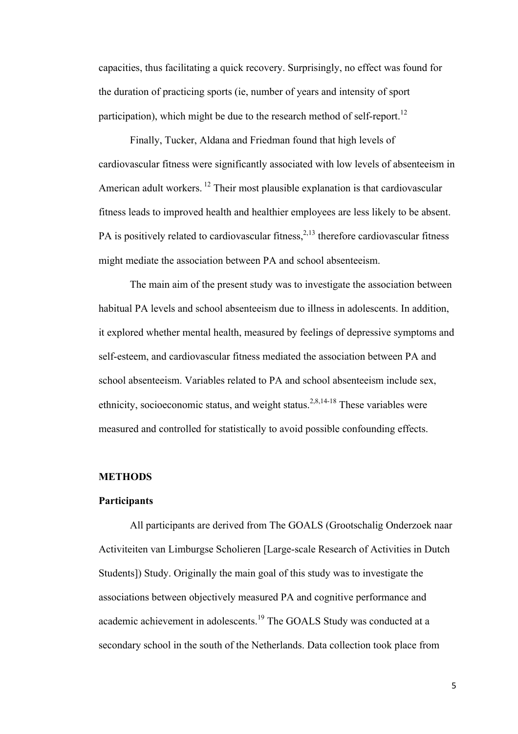capacities, thus facilitating a quick recovery. Surprisingly, no effect was found for the duration of practicing sports (ie, number of years and intensity of sport participation), which might be due to the research method of self-report.[12]

Finally, Tucker, Aldana and Friedman found that high levels of cardiovascular fitness were significantly associated with low levels of absenteeism in American adult workers. [12] Their most plausible explanation is that cardiovascular fitness leads to improved health and healthier employees are less likely to be absent. PA is positively related to cardiovascular fitness,[2,13] therefore cardiovascular fitness might mediate the association between PA and school absenteeism.

The main aim of the present study was to investigate the association between habitual PA levels and school absenteeism due to illness in adolescents. In addition, it explored whether mental health, measured by feelings of depressive symptoms and self-esteem, and cardiovascular fitness mediated the association between PA and school absenteeism. Variables related to PA and school absenteeism include sex, ethnicity, socioeconomic status, and weight status.[2,8,14-18] These variables were measured and controlled for statistically to avoid possible confounding effects.

## METHODS

### Participants

All participants are derived from The GOALS (Grootschalig Onderzoek naar Activiteiten van Limburgse Scholieren [Large-scale Research of Activities in Dutch Students]) Study. Originally the main goal of this study was to investigate the associations between objectively measured PA and cognitive performance and academic achievement in adolescents.[19] The GOALS Study was conducted at a secondary school in the south of the Netherlands. Data collection took place from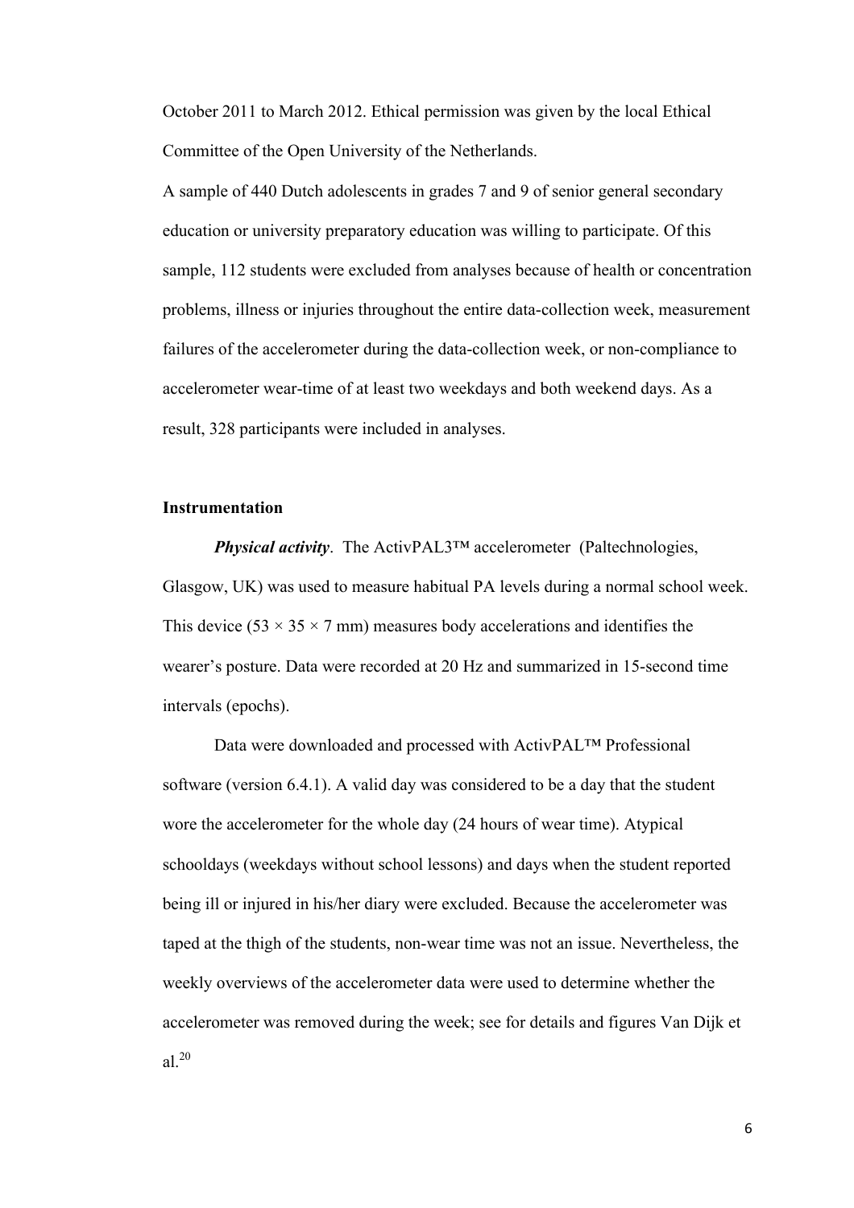October 2011 to March 2012. Ethical permission was given by the local Ethical Committee of the Open University of the Netherlands.

A sample of 440 Dutch adolescents in grades 7 and 9 of senior general secondary education or university preparatory education was willing to participate. Of this sample, 112 students were excluded from analyses because of health or concentration problems, illness or injuries throughout the entire data-collection week, measurement failures of the accelerometer during the data-collection week, or non-compliance to accelerometer wear-time of at least two weekdays and both weekend days. As a result, 328 participants were included in analyses.

**Instrumentation**

***Physical activity***. The ActivPAL3™ accelerometer (Paltechnologies, Glasgow, UK) was used to measure habitual PA levels during a normal school week. This device (53 × 35 × 7 mm) measures body accelerations and identifies the wearer's posture. Data were recorded at 20 Hz and summarized in 15-second time intervals (epochs).

Data were downloaded and processed with ActivPAL™ Professional software (version 6.4.1). A valid day was considered to be a day that the student wore the accelerometer for the whole day (24 hours of wear time). Atypical schooldays (weekdays without school lessons) and days when the student reported being ill or injured in his/her diary were excluded. Because the accelerometer was taped at the thigh of the students, non-wear time was not an issue. Nevertheless, the weekly overviews of the accelerometer data were used to determine whether the accelerometer was removed during the week; see for details and figures Van Dijk et al.[20]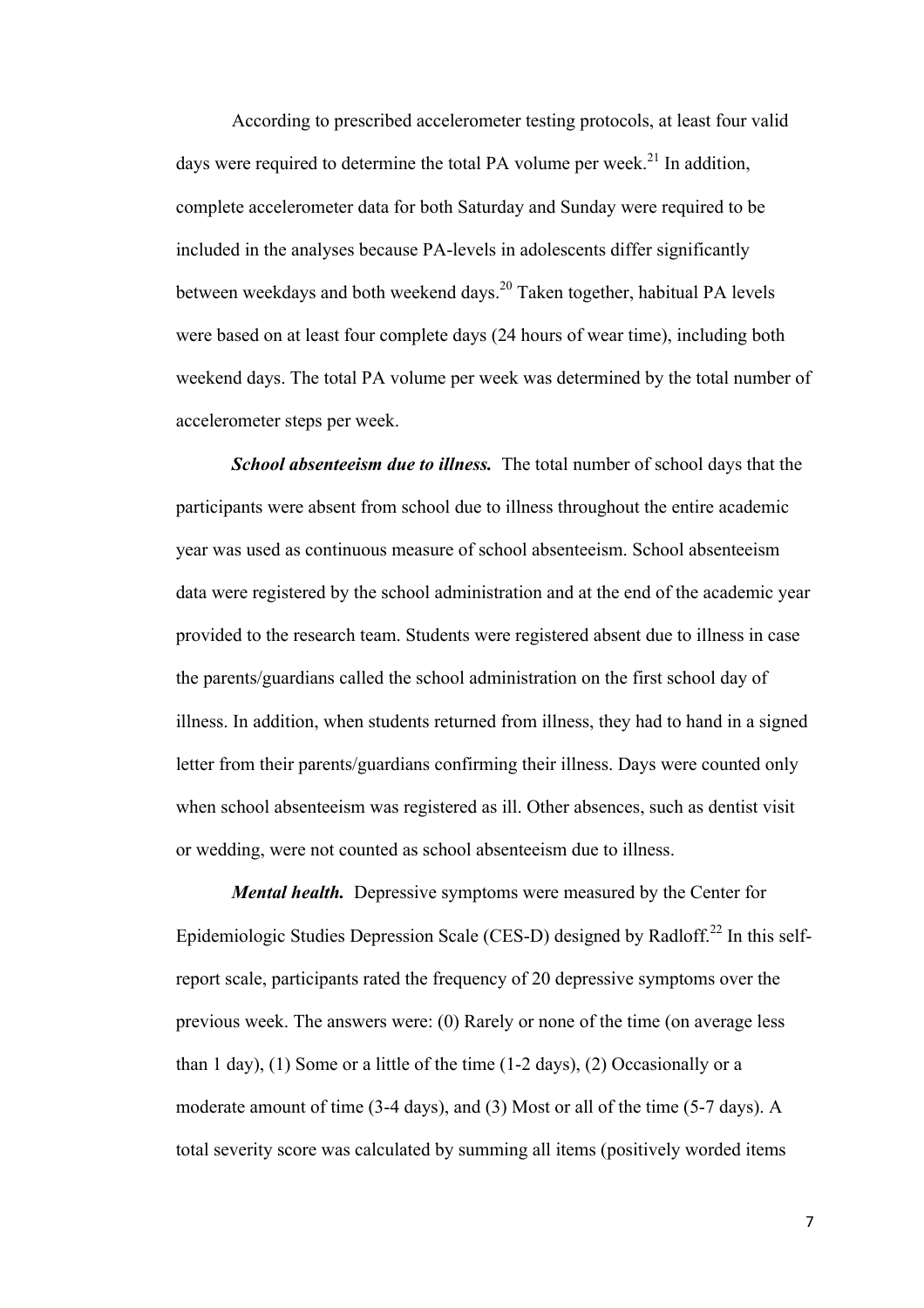According to prescribed accelerometer testing protocols, at least four valid days were required to determine the total PA volume per week.[21] In addition, complete accelerometer data for both Saturday and Sunday were required to be included in the analyses because PA-levels in adolescents differ significantly between weekdays and both weekend days.[20] Taken together, habitual PA levels were based on at least four complete days (24 hours of wear time), including both weekend days. The total PA volume per week was determined by the total number of accelerometer steps per week.

***School absenteeism due to illness.*** The total number of school days that the participants were absent from school due to illness throughout the entire academic year was used as continuous measure of school absenteeism. School absenteeism data were registered by the school administration and at the end of the academic year provided to the research team. Students were registered absent due to illness in case the parents/guardians called the school administration on the first school day of illness. In addition, when students returned from illness, they had to hand in a signed letter from their parents/guardians confirming their illness. Days were counted only when school absenteeism was registered as ill. Other absences, such as dentist visit or wedding, were not counted as school absenteeism due to illness.

***Mental health.*** Depressive symptoms were measured by the Center for Epidemiologic Studies Depression Scale (CES-D) designed by Radloff.[22] In this self-report scale, participants rated the frequency of 20 depressive symptoms over the previous week. The answers were: (0) Rarely or none of the time (on average less than 1 day), (1) Some or a little of the time (1-2 days), (2) Occasionally or a moderate amount of time (3-4 days), and (3) Most or all of the time (5-7 days). A total severity score was calculated by summing all items (positively worded items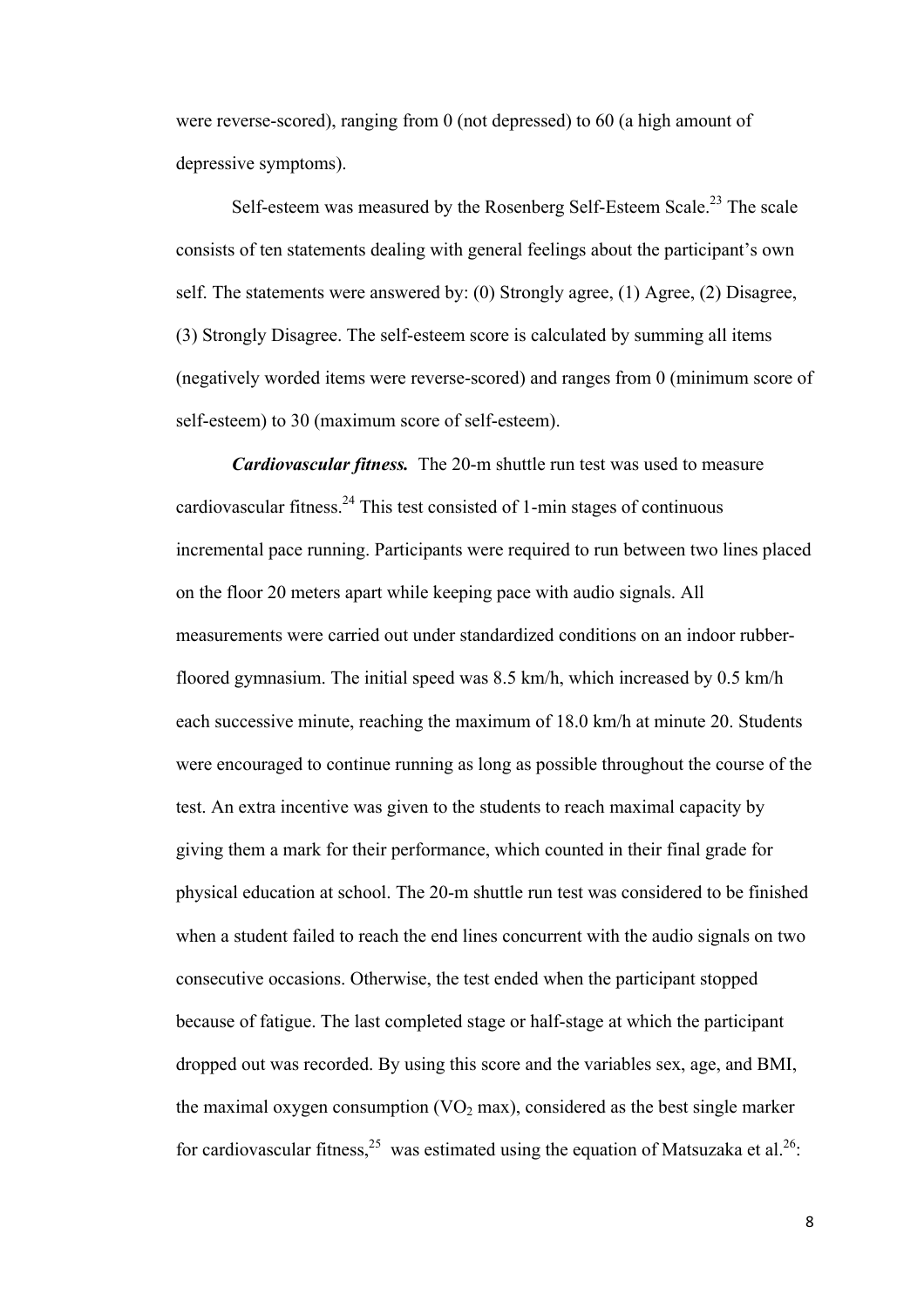were reverse-scored), ranging from 0 (not depressed) to 60 (a high amount of depressive symptoms).

Self-esteem was measured by the Rosenberg Self-Esteem Scale.[23] The scale consists of ten statements dealing with general feelings about the participant's own self. The statements were answered by: (0) Strongly agree, (1) Agree, (2) Disagree, (3) Strongly Disagree. The self-esteem score is calculated by summing all items (negatively worded items were reverse-scored) and ranges from 0 (minimum score of self-esteem) to 30 (maximum score of self-esteem).

***Cardiovascular fitness.*** The 20-m shuttle run test was used to measure cardiovascular fitness.[24] This test consisted of 1-min stages of continuous incremental pace running. Participants were required to run between two lines placed on the floor 20 meters apart while keeping pace with audio signals. All measurements were carried out under standardized conditions on an indoor rubber-floored gymnasium. The initial speed was 8.5 km/h, which increased by 0.5 km/h each successive minute, reaching the maximum of 18.0 km/h at minute 20. Students were encouraged to continue running as long as possible throughout the course of the test. An extra incentive was given to the students to reach maximal capacity by giving them a mark for their performance, which counted in their final grade for physical education at school. The 20-m shuttle run test was considered to be finished when a student failed to reach the end lines concurrent with the audio signals on two consecutive occasions. Otherwise, the test ended when the participant stopped because of fatigue. The last completed stage or half-stage at which the participant dropped out was recorded. By using this score and the variables sex, age, and BMI, the maximal oxygen consumption ($VO_2$ max), considered as the best single marker for cardiovascular fitness,[25] was estimated using the equation of Matsuzaka et al.[26]: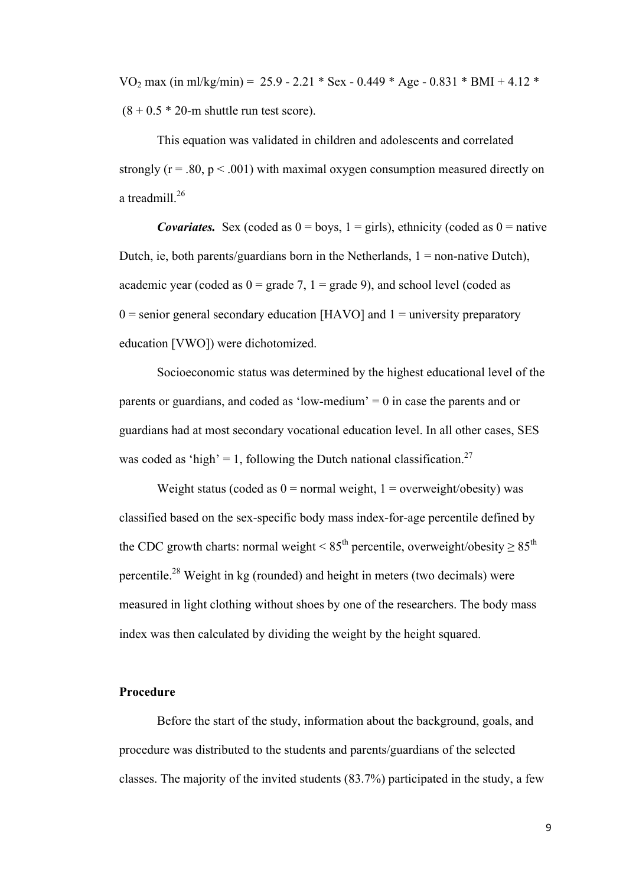$VO_2$ max (in ml/kg/min) = 25.9 - 2.21 * Sex - 0.449 * Age - 0.831 * BMI + 4.12 * (8 + 0.5 * 20-m shuttle run test score).

This equation was validated in children and adolescents and correlated strongly ($r = .80$, $p < .001$) with maximal oxygen consumption measured directly on a treadmill.[26]

***Covariates.*** Sex (coded as 0 = boys, 1 = girls), ethnicity (coded as 0 = native Dutch, ie, both parents/guardians born in the Netherlands, 1 = non-native Dutch), academic year (coded as 0 = grade 7, 1 = grade 9), and school level (coded as 0 = senior general secondary education [HAVO] and 1 = university preparatory education [VWO]) were dichotomized.

Socioeconomic status was determined by the highest educational level of the parents or guardians, and coded as 'low-medium' = 0 in case the parents and or guardians had at most secondary vocational education level. In all other cases, SES was coded as 'high' = 1, following the Dutch national classification.[27]

Weight status (coded as 0 = normal weight, 1 = overweight/obesity) was classified based on the sex-specific body mass index-for-age percentile defined by the CDC growth charts: normal weight < $85^{th}$ percentile, overweight/obesity ≥ $85^{th}$ percentile.[28] Weight in kg (rounded) and height in meters (two decimals) were measured in light clothing without shoes by one of the researchers. The body mass index was then calculated by dividing the weight by the height squared.

## Procedure

Before the start of the study, information about the background, goals, and procedure was distributed to the students and parents/guardians of the selected classes. The majority of the invited students (83.7%) participated in the study, a few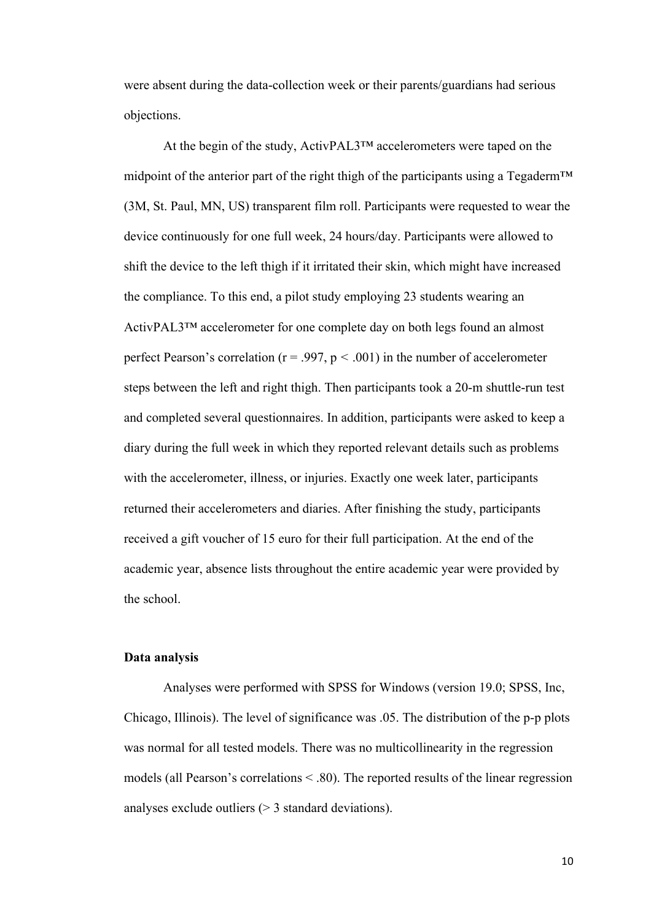were absent during the data-collection week or their parents/guardians had serious objections.

At the begin of the study, ActivPAL3™ accelerometers were taped on the midpoint of the anterior part of the right thigh of the participants using a Tegaderm™ (3M, St. Paul, MN, US) transparent film roll. Participants were requested to wear the device continuously for one full week, 24 hours/day. Participants were allowed to shift the device to the left thigh if it irritated their skin, which might have increased the compliance. To this end, a pilot study employing 23 students wearing an ActivPAL3™ accelerometer for one complete day on both legs found an almost perfect Pearson's correlation ($r = .997$, $p < .001$) in the number of accelerometer steps between the left and right thigh. Then participants took a 20-m shuttle-run test and completed several questionnaires. In addition, participants were asked to keep a diary during the full week in which they reported relevant details such as problems with the accelerometer, illness, or injuries. Exactly one week later, participants returned their accelerometers and diaries. After finishing the study, participants received a gift voucher of 15 euro for their full participation. At the end of the academic year, absence lists throughout the entire academic year were provided by the school.

**Data analysis**

Analyses were performed with SPSS for Windows (version 19.0; SPSS, Inc, Chicago, Illinois). The level of significance was .05. The distribution of the p-p plots was normal for all tested models. There was no multicollinearity in the regression models (all Pearson's correlations < .80). The reported results of the linear regression analyses exclude outliers (> 3 standard deviations).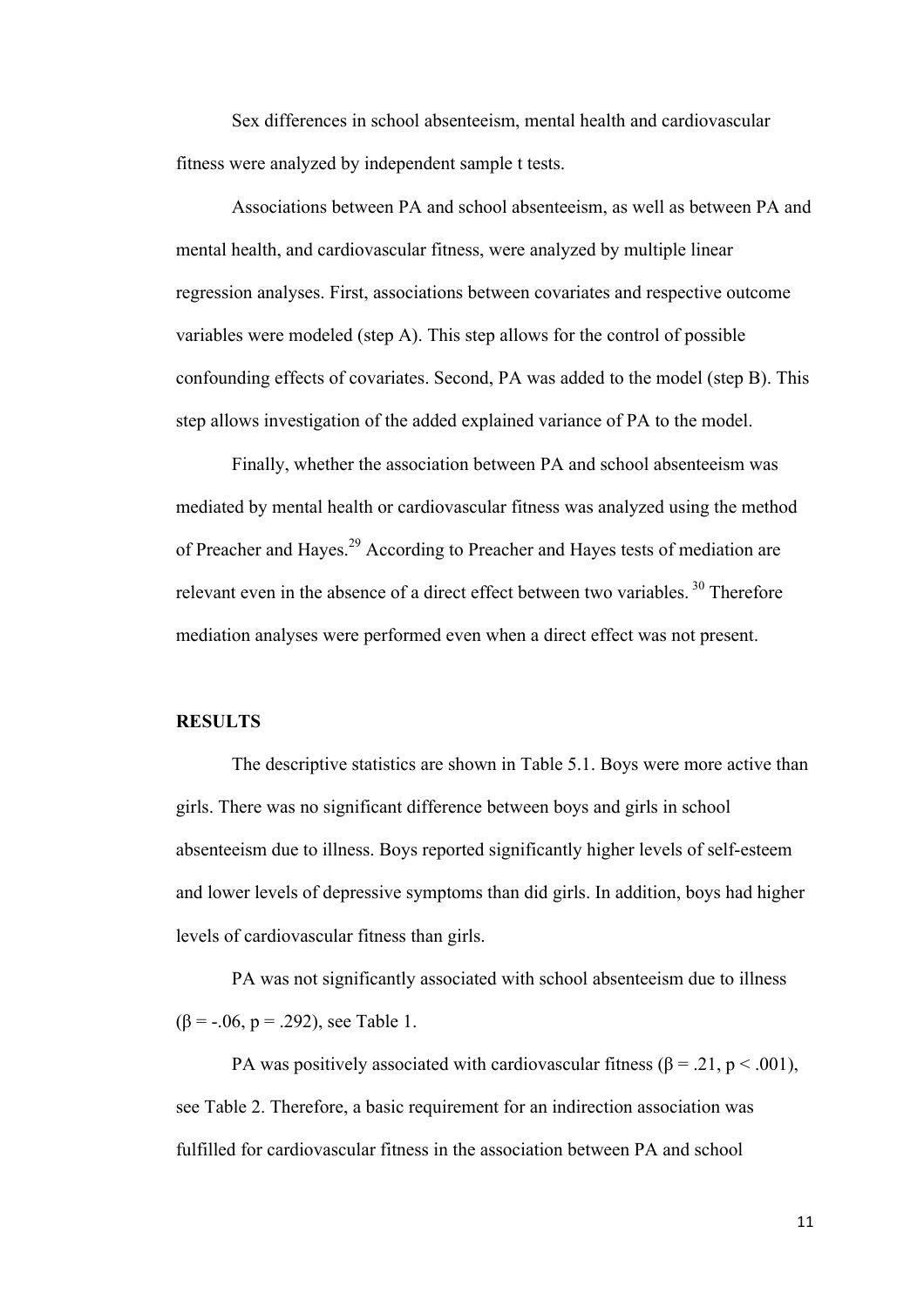Sex differences in school absenteeism, mental health and cardiovascular fitness were analyzed by independent sample t tests.

Associations between PA and school absenteeism, as well as between PA and mental health, and cardiovascular fitness, were analyzed by multiple linear regression analyses. First, associations between covariates and respective outcome variables were modeled (step A). This step allows for the control of possible confounding effects of covariates. Second, PA was added to the model (step B). This step allows investigation of the added explained variance of PA to the model.

Finally, whether the association between PA and school absenteeism was mediated by mental health or cardiovascular fitness was analyzed using the method of Preacher and Hayes.[29] According to Preacher and Hayes tests of mediation are relevant even in the absence of a direct effect between two variables. [30] Therefore mediation analyses were performed even when a direct effect was not present.

## RESULTS

The descriptive statistics are shown in Table 5.1. Boys were more active than girls. There was no significant difference between boys and girls in school absenteeism due to illness. Boys reported significantly higher levels of self-esteem and lower levels of depressive symptoms than did girls. In addition, boys had higher levels of cardiovascular fitness than girls.

PA was not significantly associated with school absenteeism due to illness ($\beta = -.06$, $p = .292$), see Table 1.

PA was positively associated with cardiovascular fitness ($\beta = .21$, $p < .001$), see Table 2. Therefore, a basic requirement for an indirection association was fulfilled for cardiovascular fitness in the association between PA and school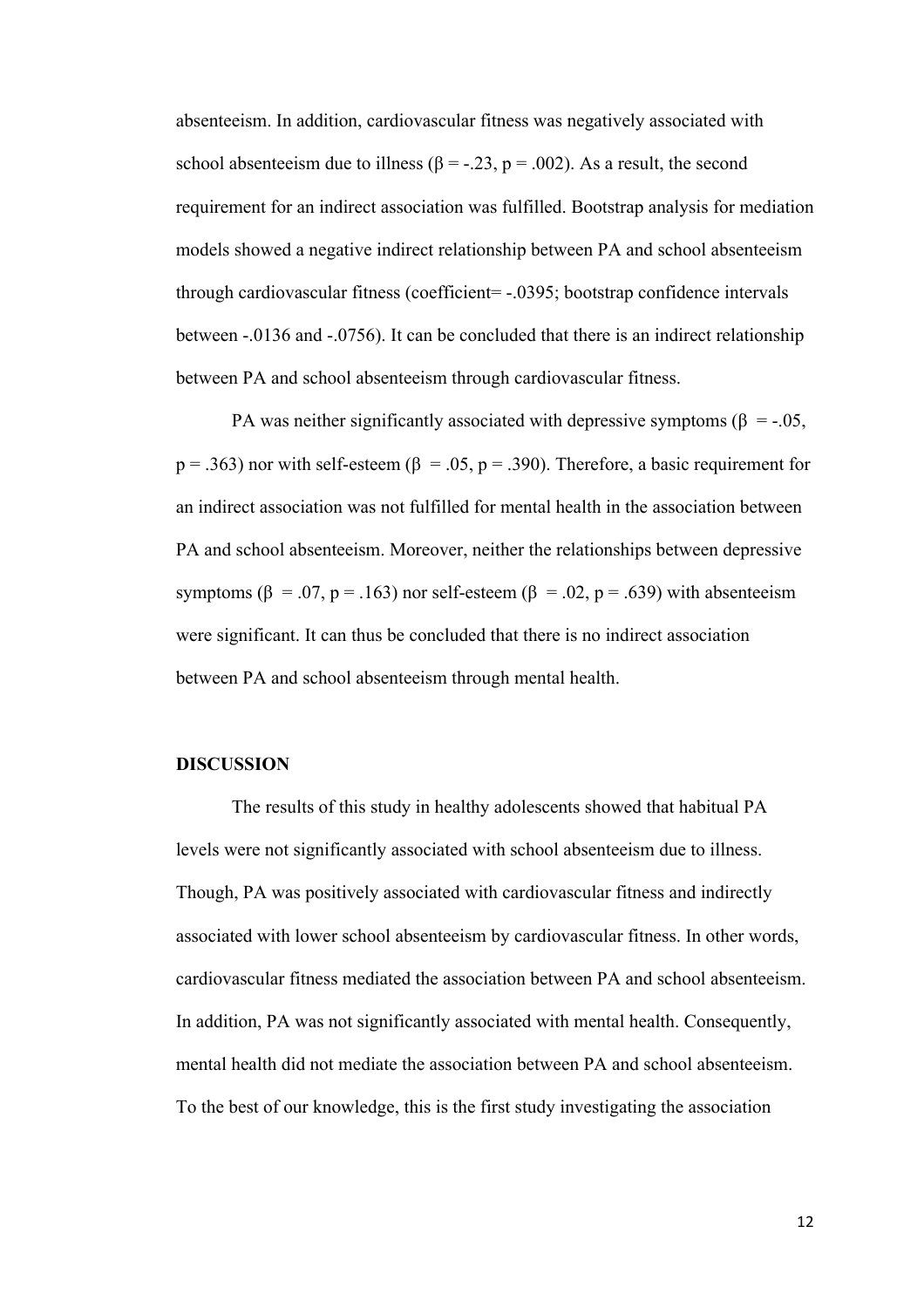absenteeism. In addition, cardiovascular fitness was negatively associated with school absenteeism due to illness ($\beta = -.23$, $p = .002$). As a result, the second requirement for an indirect association was fulfilled. Bootstrap analysis for mediation models showed a negative indirect relationship between PA and school absenteeism through cardiovascular fitness (coefficient= -.0395; bootstrap confidence intervals between -.0136 and -.0756). It can be concluded that there is an indirect relationship between PA and school absenteeism through cardiovascular fitness.

PA was neither significantly associated with depressive symptoms ($\beta = -.05$, $p = .363$) nor with self-esteem ($\beta = .05$, $p = .390$). Therefore, a basic requirement for an indirect association was not fulfilled for mental health in the association between PA and school absenteeism. Moreover, neither the relationships between depressive symptoms ($\beta = .07$, $p = .163$) nor self-esteem ($\beta = .02$, $p = .639$) with absenteeism were significant. It can thus be concluded that there is no indirect association between PA and school absenteeism through mental health.

## DISCUSSION

The results of this study in healthy adolescents showed that habitual PA levels were not significantly associated with school absenteeism due to illness. Though, PA was positively associated with cardiovascular fitness and indirectly associated with lower school absenteeism by cardiovascular fitness. In other words, cardiovascular fitness mediated the association between PA and school absenteeism. In addition, PA was not significantly associated with mental health. Consequently, mental health did not mediate the association between PA and school absenteeism. To the best of our knowledge, this is the first study investigating the association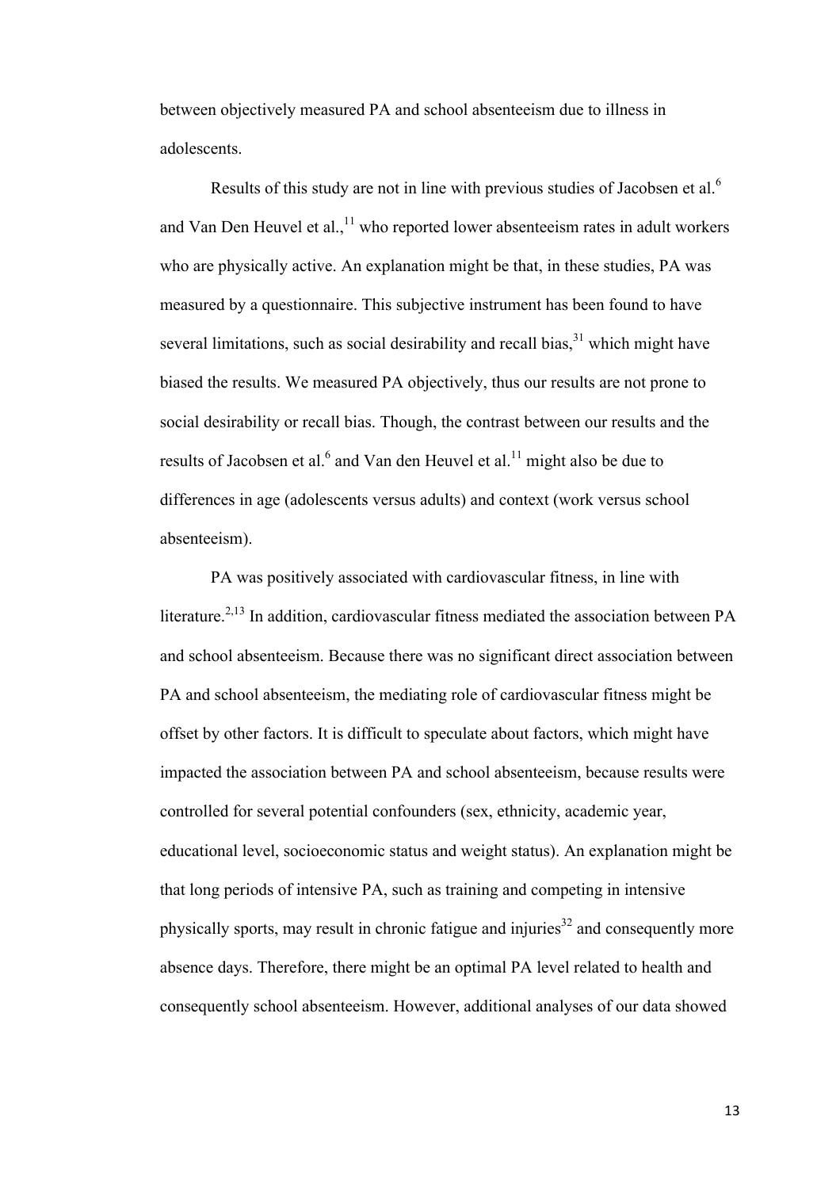between objectively measured PA and school absenteeism due to illness in adolescents.

Results of this study are not in line with previous studies of Jacobsen et al.[6] and Van Den Heuvel et al.,[11] who reported lower absenteeism rates in adult workers who are physically active. An explanation might be that, in these studies, PA was measured by a questionnaire. This subjective instrument has been found to have several limitations, such as social desirability and recall bias,[31] which might have biased the results. We measured PA objectively, thus our results are not prone to social desirability or recall bias. Though, the contrast between our results and the results of Jacobsen et al.[6] and Van den Heuvel et al.[11] might also be due to differences in age (adolescents versus adults) and context (work versus school absenteeism).

PA was positively associated with cardiovascular fitness, in line with literature.[2,13] In addition, cardiovascular fitness mediated the association between PA and school absenteeism. Because there was no significant direct association between PA and school absenteeism, the mediating role of cardiovascular fitness might be offset by other factors. It is difficult to speculate about factors, which might have impacted the association between PA and school absenteeism, because results were controlled for several potential confounders (sex, ethnicity, academic year, educational level, socioeconomic status and weight status). An explanation might be that long periods of intensive PA, such as training and competing in intensive physically sports, may result in chronic fatigue and injuries[32] and consequently more absence days. Therefore, there might be an optimal PA level related to health and consequently school absenteeism. However, additional analyses of our data showed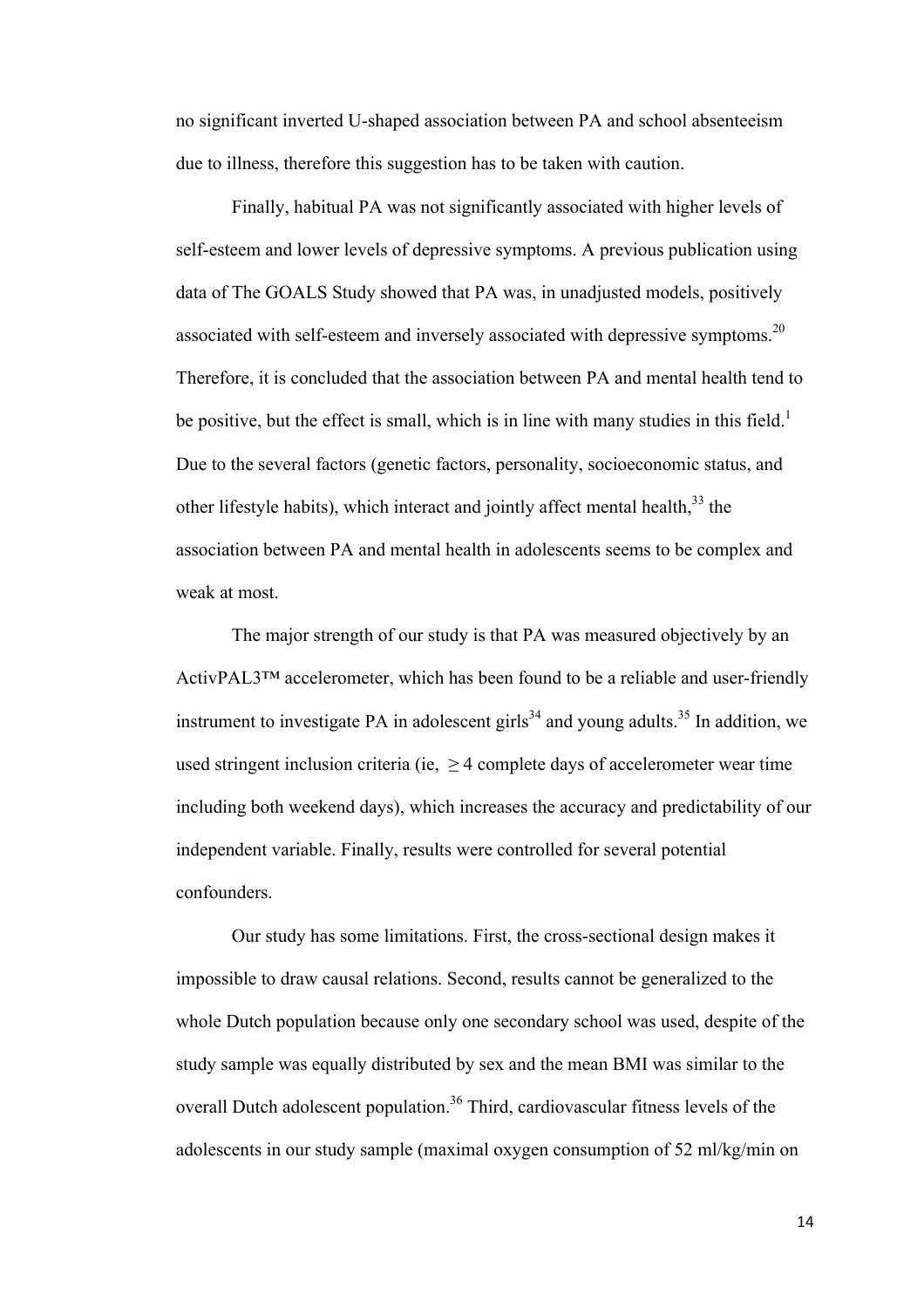no significant inverted U-shaped association between PA and school absenteeism due to illness, therefore this suggestion has to be taken with caution.

Finally, habitual PA was not significantly associated with higher levels of self-esteem and lower levels of depressive symptoms. A previous publication using data of The GOALS Study showed that PA was, in unadjusted models, positively associated with self-esteem and inversely associated with depressive symptoms.[20] Therefore, it is concluded that the association between PA and mental health tend to be positive, but the effect is small, which is in line with many studies in this field.[1] Due to the several factors (genetic factors, personality, socioeconomic status, and other lifestyle habits), which interact and jointly affect mental health,[33] the association between PA and mental health in adolescents seems to be complex and weak at most.

The major strength of our study is that PA was measured objectively by an ActivPAL3™ accelerometer, which has been found to be a reliable and user-friendly instrument to investigate PA in adolescent girls[34] and young adults.[35] In addition, we used stringent inclusion criteria (ie, $\geq$ 4 complete days of accelerometer wear time including both weekend days), which increases the accuracy and predictability of our independent variable. Finally, results were controlled for several potential confounders.

Our study has some limitations. First, the cross-sectional design makes it impossible to draw causal relations. Second, results cannot be generalized to the whole Dutch population because only one secondary school was used, despite of the study sample was equally distributed by sex and the mean BMI was similar to the overall Dutch adolescent population.[36] Third, cardiovascular fitness levels of the adolescents in our study sample (maximal oxygen consumption of 52 ml/kg/min on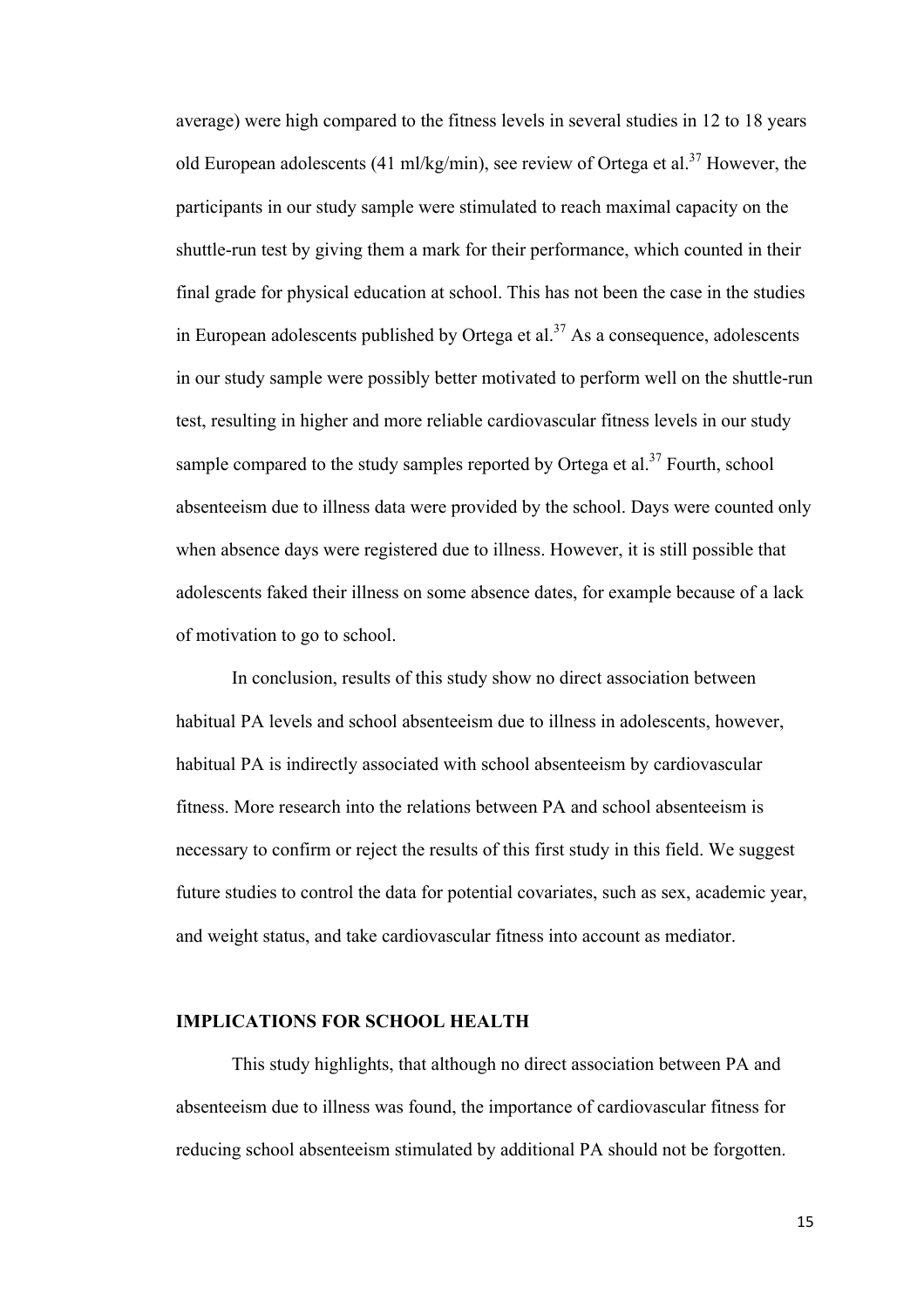average) were high compared to the fitness levels in several studies in 12 to 18 years old European adolescents (41 ml/kg/min), see review of Ortega et al.[37] However, the participants in our study sample were stimulated to reach maximal capacity on the shuttle-run test by giving them a mark for their performance, which counted in their final grade for physical education at school. This has not been the case in the studies in European adolescents published by Ortega et al.[37] As a consequence, adolescents in our study sample were possibly better motivated to perform well on the shuttle-run test, resulting in higher and more reliable cardiovascular fitness levels in our study sample compared to the study samples reported by Ortega et al.[37] Fourth, school absenteeism due to illness data were provided by the school. Days were counted only when absence days were registered due to illness. However, it is still possible that adolescents faked their illness on some absence dates, for example because of a lack of motivation to go to school.

In conclusion, results of this study show no direct association between habitual PA levels and school absenteeism due to illness in adolescents, however, habitual PA is indirectly associated with school absenteeism by cardiovascular fitness. More research into the relations between PA and school absenteeism is necessary to confirm or reject the results of this first study in this field. We suggest future studies to control the data for potential covariates, such as sex, academic year, and weight status, and take cardiovascular fitness into account as mediator.

## IMPLICATIONS FOR SCHOOL HEALTH

This study highlights, that although no direct association between PA and absenteeism due to illness was found, the importance of cardiovascular fitness for reducing school absenteeism stimulated by additional PA should not be forgotten.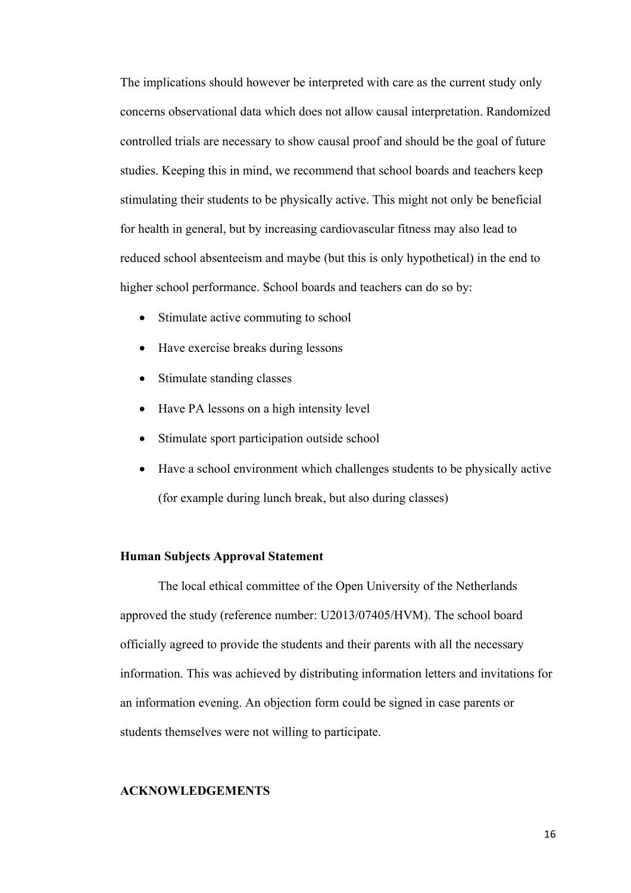The implications should however be interpreted with care as the current study only concerns observational data which does not allow causal interpretation. Randomized controlled trials are necessary to show causal proof and should be the goal of future studies. Keeping this in mind, we recommend that school boards and teachers keep stimulating their students to be physically active. This might not only be beneficial for health in general, but by increasing cardiovascular fitness may also lead to reduced school absenteeism and maybe (but this is only hypothetical) in the end to higher school performance. School boards and teachers can do so by:

- Stimulate active commuting to school
- Have exercise breaks during lessons
- Stimulate standing classes
- Have PA lessons on a high intensity level
- Stimulate sport participation outside school
- Have a school environment which challenges students to be physically active (for example during lunch break, but also during classes)

**Human Subjects Approval Statement**

The local ethical committee of the Open University of the Netherlands approved the study (reference number: U2013/07405/HVM). The school board officially agreed to provide the students and their parents with all the necessary information. This was achieved by distributing information letters and invitations for an information evening. An objection form could be signed in case parents or students themselves were not willing to participate.

**ACKNOWLEDGEMENTS**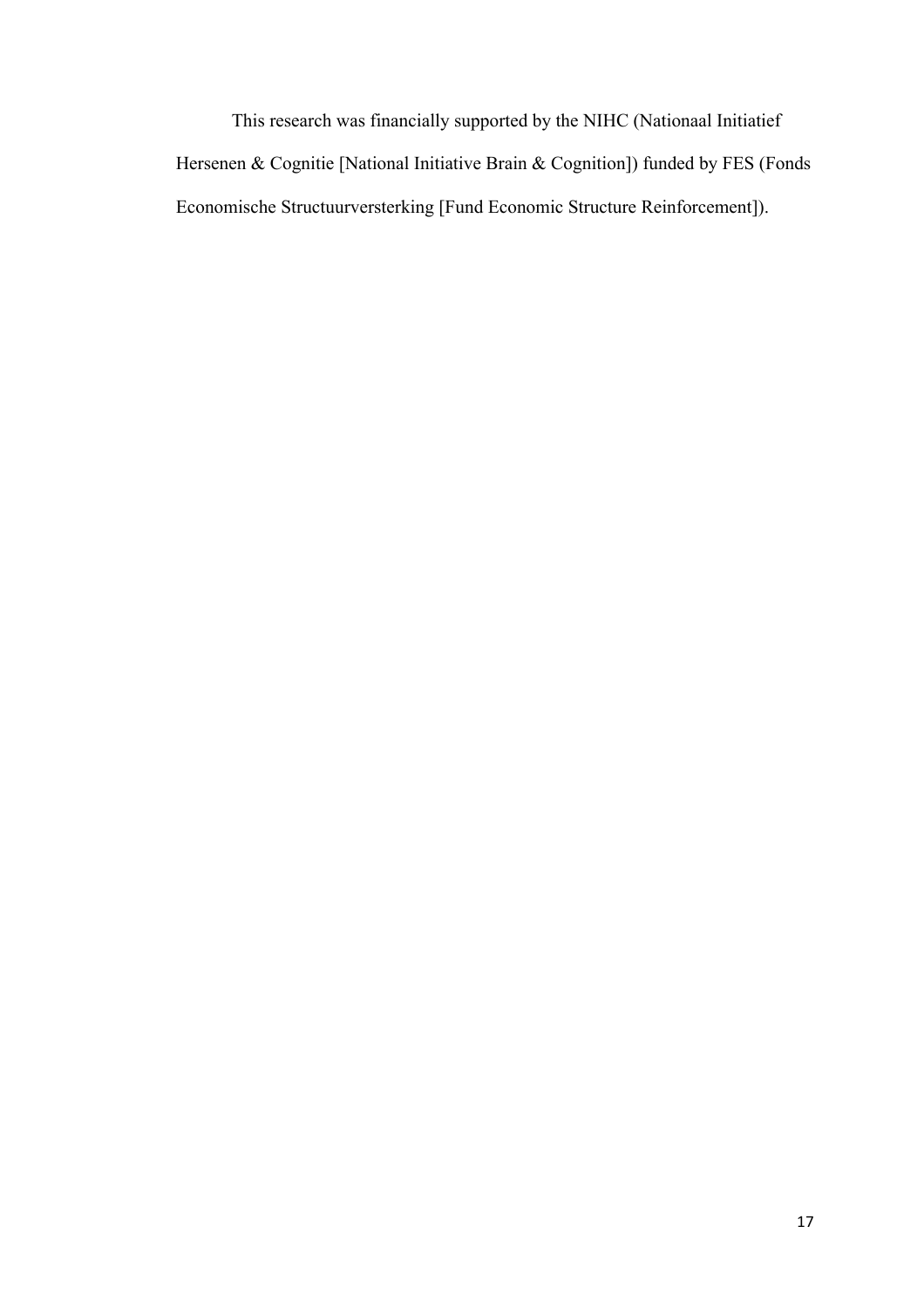This research was financially supported by the NIHC (Nationaal Initiatief Hersenen & Cognitie [National Initiative Brain & Cognition]) funded by FES (Fonds Economische Structuurversterking [Fund Economic Structure Reinforcement]).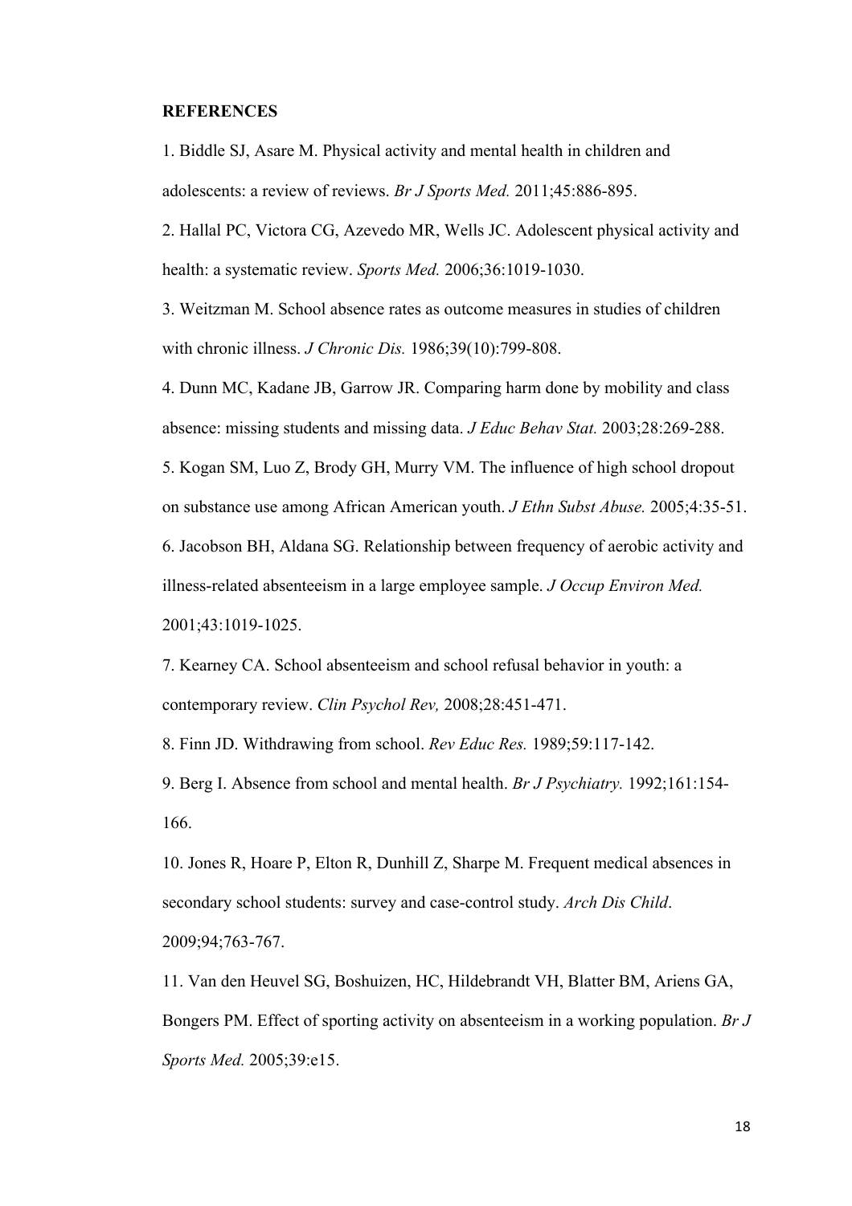**REFERENCES**

1. Biddle SJ, Asare M. Physical activity and mental health in children and adolescents: a review of reviews. *Br J Sports Med.* 2011;45:886-895.

2. Hallal PC, Victora CG, Azevedo MR, Wells JC. Adolescent physical activity and health: a systematic review. *Sports Med.* 2006;36:1019-1030.

3. Weitzman M. School absence rates as outcome measures in studies of children with chronic illness. *J Chronic Dis.* 1986;39(10):799-808.

4. Dunn MC, Kadane JB, Garrow JR. Comparing harm done by mobility and class absence: missing students and missing data. *J Educ Behav Stat.* 2003;28:269-288.

5. Kogan SM, Luo Z, Brody GH, Murry VM. The influence of high school dropout on substance use among African American youth. *J Ethn Subst Abuse.* 2005;4:35-51.

6. Jacobson BH, Aldana SG. Relationship between frequency of aerobic activity and illness-related absenteeism in a large employee sample. *J Occup Environ Med.* 2001;43:1019-1025.

7. Kearney CA. School absenteeism and school refusal behavior in youth: a contemporary review. *Clin Psychol Rev,* 2008;28:451-471.

8. Finn JD. Withdrawing from school. *Rev Educ Res.* 1989;59:117-142.

9. Berg I. Absence from school and mental health. *Br J Psychiatry.* 1992;161:154-166.

10. Jones R, Hoare P, Elton R, Dunhill Z, Sharpe M. Frequent medical absences in secondary school students: survey and case-control study. *Arch Dis Child*. 2009;94;763-767.

11. Van den Heuvel SG, Boshuizen, HC, Hildebrandt VH, Blatter BM, Ariens GA, Bongers PM. Effect of sporting activity on absenteeism in a working population. *Br J Sports Med.* 2005;39:e15.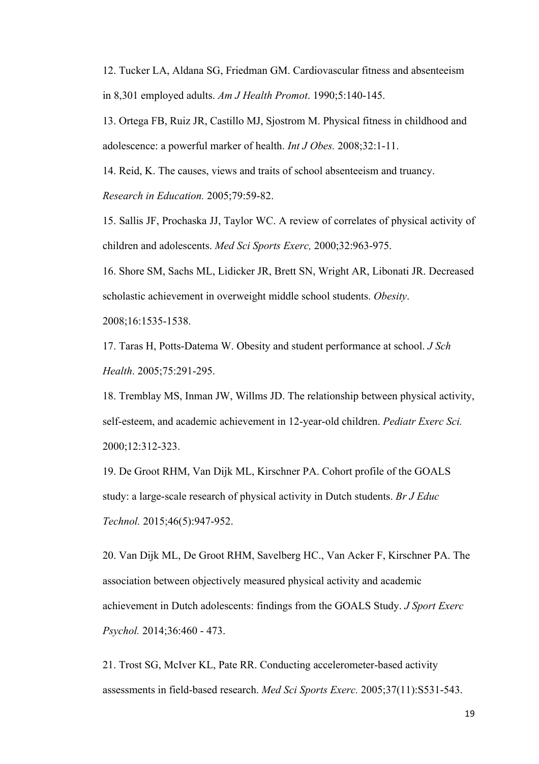12. Tucker LA, Aldana SG, Friedman GM. Cardiovascular fitness and absenteeism in 8,301 employed adults. *Am J Health Promot*. 1990;5:140-145.

13. Ortega FB, Ruiz JR, Castillo MJ, Sjostrom M. Physical fitness in childhood and adolescence: a powerful marker of health. *Int J Obes.* 2008;32:1-11.

14. Reid, K. The causes, views and traits of school absenteeism and truancy. *Research in Education.* 2005;79:59-82.

15. Sallis JF, Prochaska JJ, Taylor WC. A review of correlates of physical activity of children and adolescents. *Med Sci Sports Exerc,* 2000;32:963-975.

16. Shore SM, Sachs ML, Lidicker JR, Brett SN, Wright AR, Libonati JR. Decreased scholastic achievement in overweight middle school students. *Obesity*. 2008;16:1535-1538.

17. Taras H, Potts-Datema W. Obesity and student performance at school. *J Sch Health*. 2005;75:291-295.

18. Tremblay MS, Inman JW, Willms JD. The relationship between physical activity, self-esteem, and academic achievement in 12-year-old children. *Pediatr Exerc Sci.* 2000;12:312-323.

19. De Groot RHM, Van Dijk ML, Kirschner PA. Cohort profile of the GOALS study: a large-scale research of physical activity in Dutch students. *Br J Educ Technol.* 2015;46(5):947-952.

20. Van Dijk ML, De Groot RHM, Savelberg HC., Van Acker F, Kirschner PA. The association between objectively measured physical activity and academic achievement in Dutch adolescents: findings from the GOALS Study. *J Sport Exerc Psychol.* 2014;36:460 - 473.

21. Trost SG, McIver KL, Pate RR. Conducting accelerometer-based activity assessments in field-based research. *Med Sci Sports Exerc.* 2005;37(11):S531-543.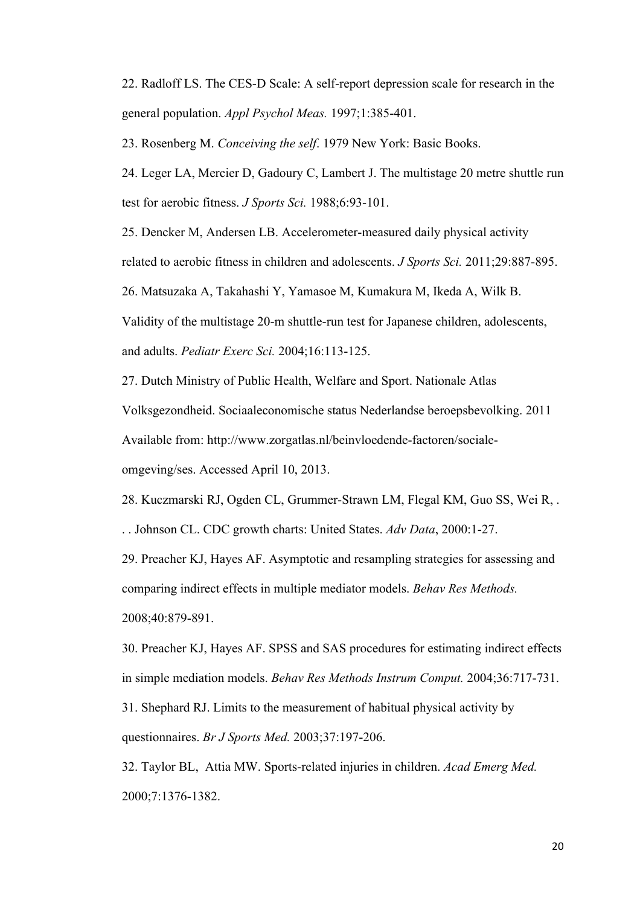22. Radloff LS. The CES-D Scale: A self-report depression scale for research in the general population. *Appl Psychol Meas.* 1997;1:385-401.

23. Rosenberg M. *Conceiving the self*. 1979 New York: Basic Books.

24. Leger LA, Mercier D, Gadoury C, Lambert J. The multistage 20 metre shuttle run test for aerobic fitness. *J Sports Sci.* 1988;6:93-101.

25. Dencker M, Andersen LB. Accelerometer-measured daily physical activity related to aerobic fitness in children and adolescents. *J Sports Sci.* 2011;29:887-895.

26. Matsuzaka A, Takahashi Y, Yamasoe M, Kumakura M, Ikeda A, Wilk B. Validity of the multistage 20-m shuttle-run test for Japanese children, adolescents, and adults. *Pediatr Exerc Sci.* 2004;16:113-125.

27. Dutch Ministry of Public Health, Welfare and Sport. Nationale Atlas Volksgezondheid. Sociaaleconomische status Nederlandse beroepsbevolking. 2011 Available from: http://www.zorgatlas.nl/beinvloedende-factoren/sociale-omgeving/ses. Accessed April 10, 2013.

28. Kuczmarski RJ, Ogden CL, Grummer-Strawn LM, Flegal KM, Guo SS, Wei R, . . . Johnson CL. CDC growth charts: United States. *Adv Data*, 2000:1-27.

29. Preacher KJ, Hayes AF. Asymptotic and resampling strategies for assessing and comparing indirect effects in multiple mediator models. *Behav Res Methods.* 2008;40:879-891.

30. Preacher KJ, Hayes AF. SPSS and SAS procedures for estimating indirect effects in simple mediation models. *Behav Res Methods Instrum Comput.* 2004;36:717-731.

31. Shephard RJ. Limits to the measurement of habitual physical activity by questionnaires. *Br J Sports Med.* 2003;37:197-206.

32. Taylor BL, Attia MW. Sports-related injuries in children. *Acad Emerg Med.* 2000;7:1376-1382.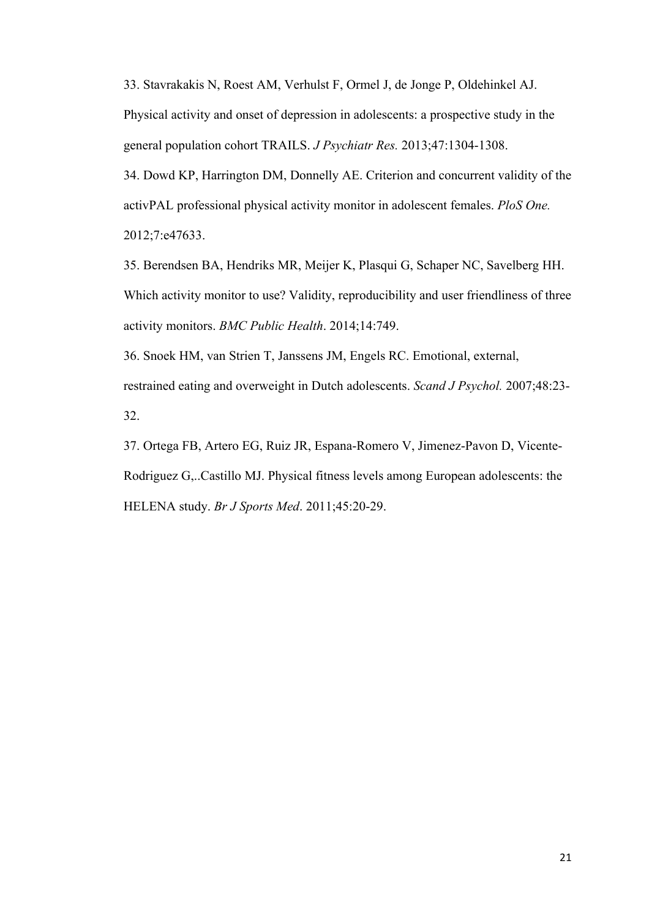33. Stavrakakis N, Roest AM, Verhulst F, Ormel J, de Jonge P, Oldehinkel AJ. Physical activity and onset of depression in adolescents: a prospective study in the general population cohort TRAILS. *J Psychiatr Res.* 2013;47:1304-1308.

34. Dowd KP, Harrington DM, Donnelly AE. Criterion and concurrent validity of the activPAL professional physical activity monitor in adolescent females. *PloS One.* 2012;7:e47633.

35. Berendsen BA, Hendriks MR, Meijer K, Plasqui G, Schaper NC, Savelberg HH. Which activity monitor to use? Validity, reproducibility and user friendliness of three activity monitors. *BMC Public Health*. 2014;14:749.

36. Snoek HM, van Strien T, Janssens JM, Engels RC. Emotional, external, restrained eating and overweight in Dutch adolescents. *Scand J Psychol.* 2007;48:23-32.

37. Ortega FB, Artero EG, Ruiz JR, Espana-Romero V, Jimenez-Pavon D, Vicente-Rodriguez G,..Castillo MJ. Physical fitness levels among European adolescents: the HELENA study. *Br J Sports Med*. 2011;45:20-29.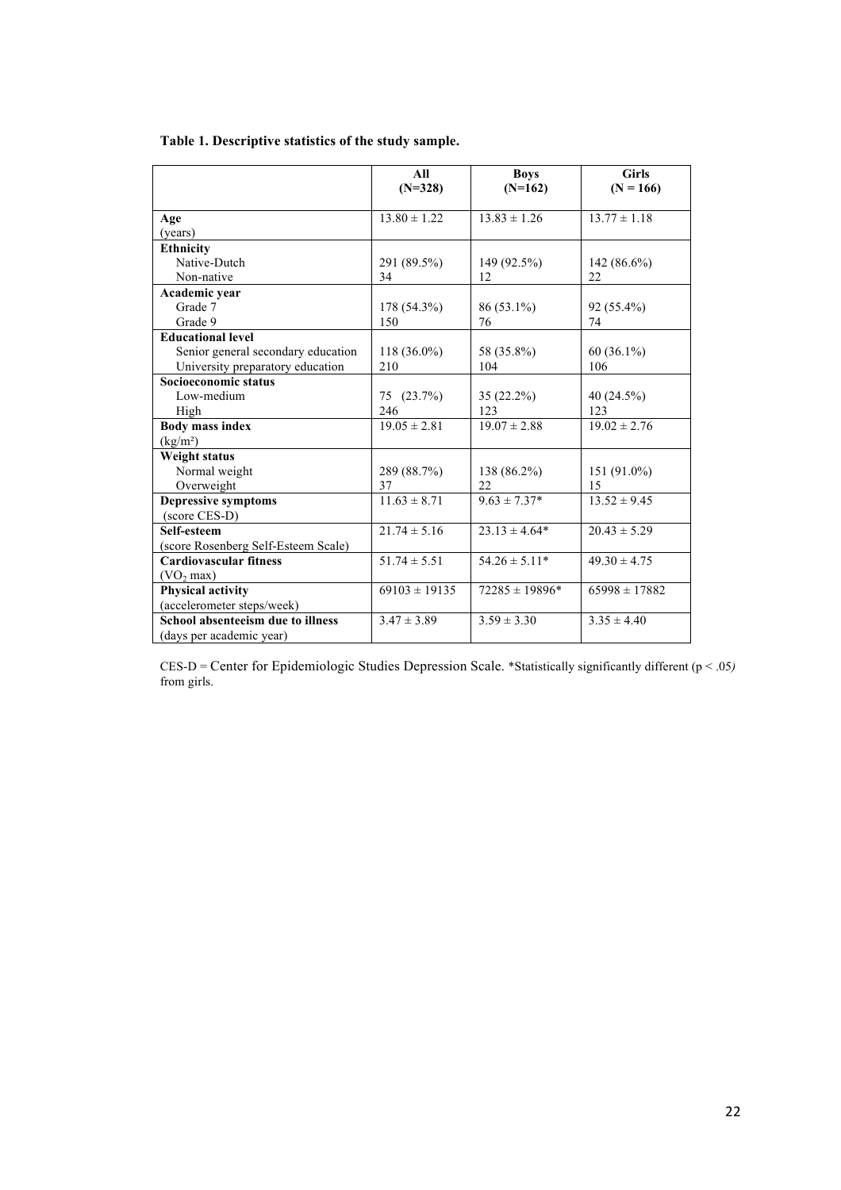**Table 1. Descriptive statistics of the study sample.**

| | All (N=328) | Boys (N=162) | Girls (N = 166) |
|---|---|---|---|
| **Age** (years) | 13.80 ± 1.22 | 13.83 ± 1.26 | 13.77 ± 1.18 |
| **Ethnicity** | | | |
| Native-Dutch | 291 (89.5%) | 149 (92.5%) | 142 (86.6%) |
| Non-native | 34 | 12 | 22 |
| **Academic year** | | | |
| Grade 7 | 178 (54.3%) | 86 (53.1%) | 92 (55.4%) |
| Grade 9 | 150 | 76 | 74 |
| **Educational level** | | | |
| Senior general secondary education | 118 (36.0%) | 58 (35.8%) | 60 (36.1%) |
| University preparatory education | 210 | 104 | 106 |
| **Socioeconomic status** | | | |
| Low-medium | 75 (23.7%) | 35 (22.2%) | 40 (24.5%) |
| High | 246 | 123 | 123 |
| **Body mass index** (kg/m²) | 19.05 ± 2.81 | 19.07 ± 2.88 | 19.02 ± 2.76 |
| **Weight status** | | | |
| Normal weight | 289 (88.7%) | 138 (86.2%) | 151 (91.0%) |
| Overweight | 37 | 22 | 15 |
| **Depressive symptoms** (score CES-D) | 11.63 ± 8.71 | 9.63 ± 7.37* | 13.52 ± 9.45 |
| **Self-esteem** (score Rosenberg Self-Esteem Scale) | 21.74 ± 5.16 | 23.13 ± 4.64* | 20.43 ± 5.29 |
| **Cardiovascular fitness** ($VO_2$ max) | 51.74 ± 5.51 | 54.26 ± 5.11* | 49.30 ± 4.75 |
| **Physical activity** (accelerometer steps/week) | 69103 ± 19135 | 72285 ± 19896* | 65998 ± 17882 |
| **School absenteeism due to illness** (days per academic year) | 3.47 ± 3.89 | 3.59 ± 3.30 | 3.35 ± 4.40 |

CES-D = Center for Epidemiologic Studies Depression Scale. *Statistically significantly different ($p < .05$) from girls.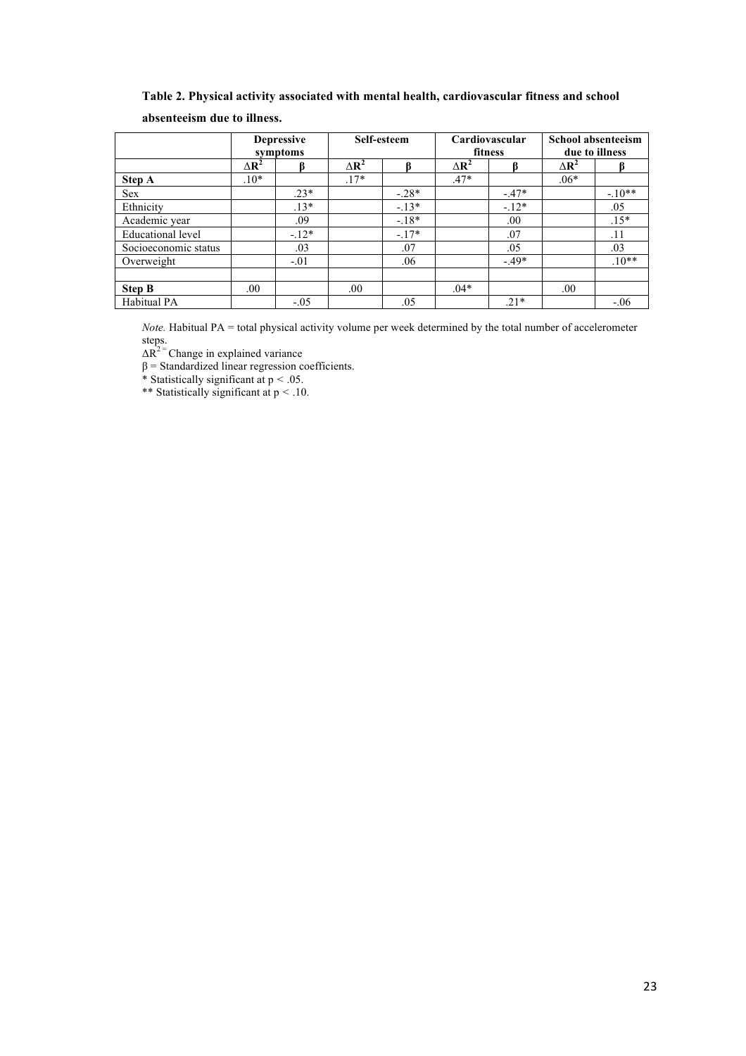**Table 2. Physical activity associated with mental health, cardiovascular fitness and school absenteeism due to illness.**

| | Depressive symptoms | | Self-esteem | | Cardiovascular fitness | | School absenteeism due to illness | |
|---|---|---|---|---|---|---|---|---|
| | $\Delta R^2$ | β | $\Delta R^2$ | β | $\Delta R^2$ | β | $\Delta R^2$ | β |
| **Step A** | .10* | | .17* | | .47* | | .06* | |
| Sex | | .23* | | -.28* | | -.47* | | -.10** |
| Ethnicity | | .13* | | -.13* | | -.12* | | .05 |
| Academic year | | .09 | | -.18* | | .00 | | .15* |
| Educational level | | -.12* | | -.17* | | .07 | | .11 |
| Socioeconomic status | | .03 | | .07 | | .05 | | .03 |
| Overweight | | -.01 | | .06 | | -.49* | | .10** |
| | | | | | | | | |
| **Step B** | .00 | | .00 | | .04* | | .00 | |
| Habitual PA | | -.05 | | .05 | | .21* | | -.06 |

*Note.* Habitual PA = total physical activity volume per week determined by the total number of accelerometer steps.

$\Delta R^2$ = Change in explained variance

β = Standardized linear regression coefficients.

\* Statistically significant at $p < .05$.

\*\* Statistically significant at $p < .10$.